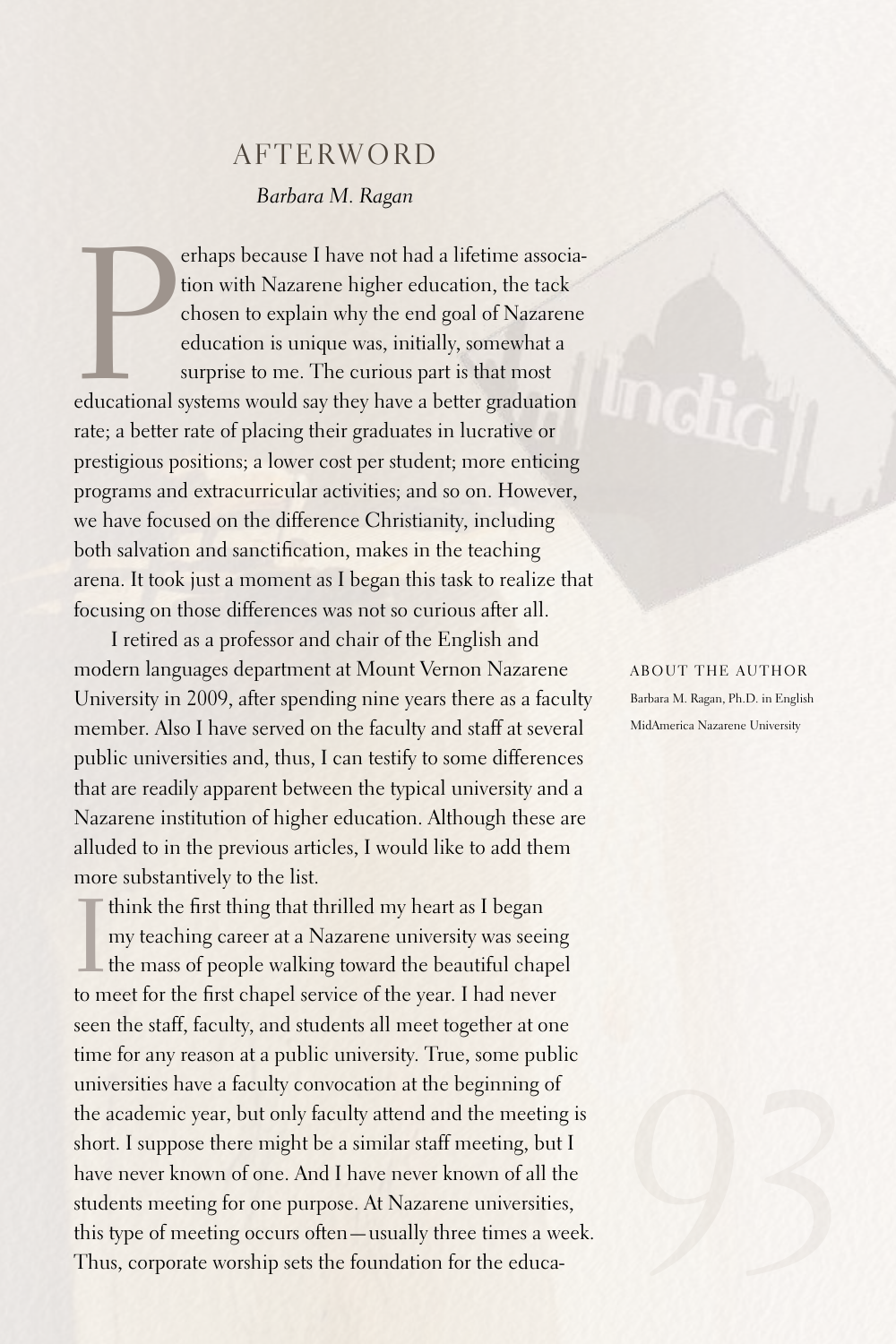# AFTERWORD

*Barbara M. Ragan*

Perhaps because I have not had a lifetime association with Nazarene higher education, the tack chosen to explain why the end goal of Nazarene education is unique was, initially, somewhat a surprise to me. The curious part is that most educational systems would say they have a better graduation rate; a better rate of placing their graduates in lucrative or prestigious positions; a lower cost per student; more enticing programs and extracurricular activities; and so on. However, we have focused on the difference Christianity, including both salvation and sanctification, makes in the teaching arena. It took just a moment as I began this task to realize that focusing on those differences was not so curious after all.

I retired as a professor and chair of the English and modern languages department at Mount Vernon Nazarene University in 2009, after spending nine years there as a faculty member. Also I have served on the faculty and staff at several public universities and, thus, I can testify to some differences that are readily apparent between the typical university and a Nazarene institution of higher education. Although these are alluded to in the previous articles, I would like to add them more substantively to the list.

I think the first thing that thrilled my heart as I began my teaching career at a Nazarene university was seeing the mass of people walking toward the beautiful chapel to meet for the first chapel service of the year. I had never seen the staff, faculty, and students all meet together at one time for any reason at a public university. True, some public universities have a faculty convocation at the beginning of the academic year, but only faculty attend and the meeting is short. I suppose there might be a similar staff meeting, but I have never known of one. And I have never known of all the students meeting for one purpose. At Nazarene universities, this type of meeting occurs often—usually three times a week. Thus, corporate worship sets the foundation for the educa-

ABOUT THE AUTHOR

Barbara M. Ragan, Ph.D. in English

MidAmerica Nazarene University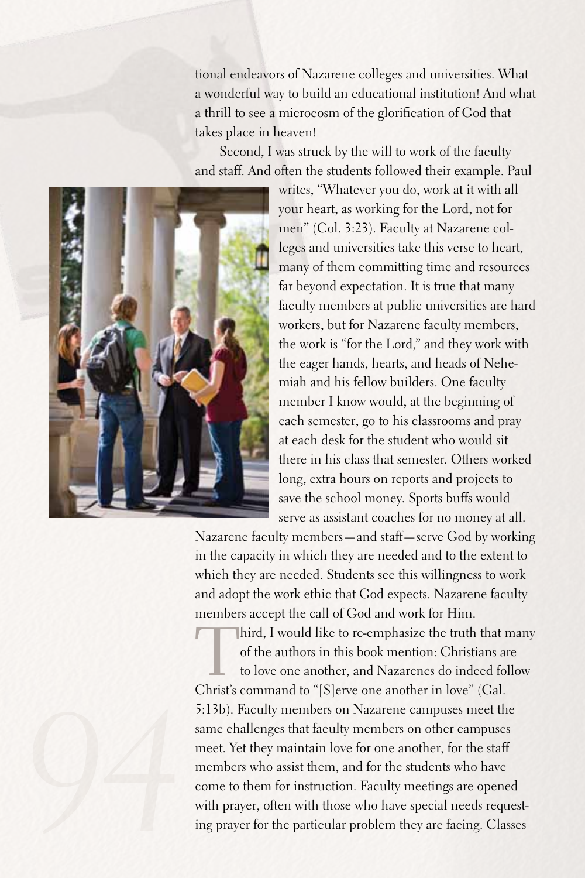tional endeavors of Nazarene colleges and universities. What a wonderful way to build an educational institution! And what a thrill to see a microcosm of the glorification of God that takes place in heaven!

Second, I was struck by the will to work of the faculty and staff. And often the students followed their example. Paul writes, "Whatever you do, work at it with all your heart, as working for the Lord, not for men" (Col. 3:23). Faculty at Nazarene colleges and universities take this verse to heart, many of them committing time and resources far beyond expectation. It is true that many faculty members at public universities are hard workers, but for Nazarene faculty members, the work is "for the Lord," and they work with the eager hands, hearts, and heads of Nehemiah and his fellow builders. One faculty member I know would, at the beginning of each semester, go to his classrooms and pray at each desk for the student who would sit there in his class that semester. Others worked long, extra hours on reports and projects to save the school money. Sports buffs would serve as assistant coaches for no money at all. Nazarene faculty members—and staff—serve God by working in the capacity in which they are needed and to the extent to which they are needed. Students see this willingness to work and adopt the work ethic that God expects. Nazarene faculty members accept the call of God and work for Him.

Third, I would like to re-emphasize the truth that many of the authors in this book mention: Christians are to love one another, and Nazarenes do indeed follow Christ's command to "[S]erve one another in love" (Gal. 5:13b). Faculty members on Nazarene campuses meet the same challenges that faculty members on other campuses meet. Yet they maintain love for one another, for the staff members who assist them, and for the students who have come to them for instruction. Faculty meetings are opened with prayer, often with those who have special needs requesting prayer for the particular problem they are facing. Classes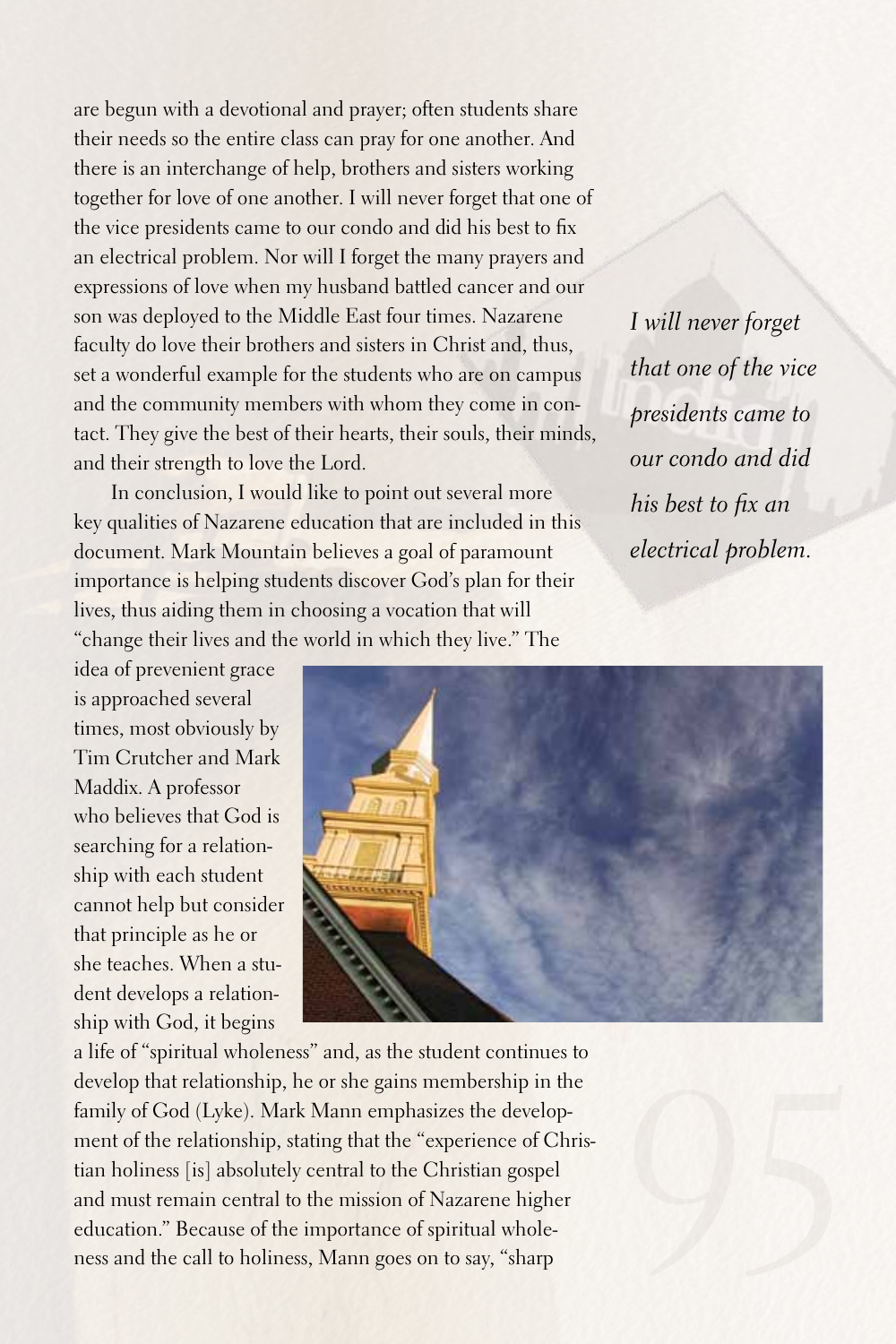are begun with a devotional and prayer; often students share their needs so the entire class can pray for one another. And there is an interchange of help, brothers and sisters working together for love of one another. I will never forget that one of the vice presidents came to our condo and did his best to fix an electrical problem. Nor will I forget the many prayers and expressions of love when my husband battled cancer and our son was deployed to the Middle East four times. Nazarene faculty do love their brothers and sisters in Christ and, thus, set a wonderful example for the students who are on campus and the community members with whom they come in contact. They give the best of their hearts, their souls, their minds, and their strength to love the Lord.

*I will never forget that one of the vice presidents came to our condo and did his best to fix an electrical problem.*

In conclusion, I would like to point out several more key qualities of Nazarene education that are included in this document. Mark Mountain believes a goal of paramount importance is helping students discover God's plan for their lives, thus aiding them in choosing a vocation that will "change their lives and the world in which they live." The idea of prevenient grace is approached several times, most obviously by Tim Crutcher and Mark Maddix. A professor who believes that God is searching for a relationship with each student cannot help but consider that principle as he or she teaches. When a student develops a relationship with God, it begins a life of "spiritual wholeness" and, as the student continues to develop that relationship, he or she gains membership in the family of God (Lyke). Mark Mann emphasizes the development of the relationship, stating that the "experience of Christian holiness [is] absolutely central to the Christian gospel and must remain central to the mission of Nazarene higher education." Because of the importance of spiritual wholeness and the call to holiness, Mann goes on to say, "sharp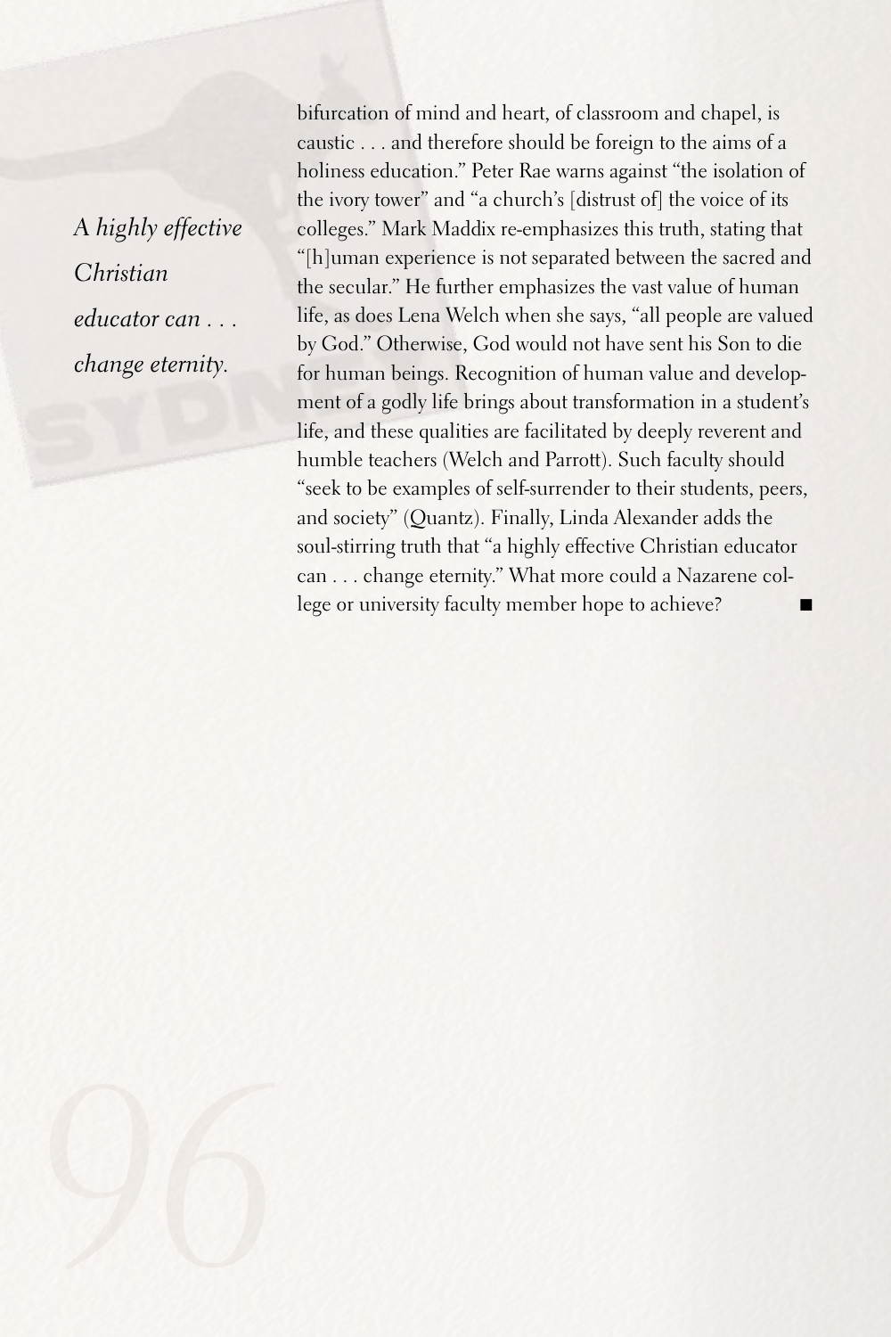*A highly effective Christian educator can . . . change eternity.*

bifurcation of mind and heart, of classroom and chapel, is caustic . . . and therefore should be foreign to the aims of a holiness education." Peter Rae warns against "the isolation of the ivory tower" and "a church's [distrust of] the voice of its colleges." Mark Maddix re-emphasizes this truth, stating that "[h]uman experience is not separated between the sacred and the secular." He further emphasizes the vast value of human life, as does Lena Welch when she says, "all people are valued by God." Otherwise, God would not have sent his Son to die for human beings. Recognition of human value and development of a godly life brings about transformation in a student's life, and these qualities are facilitated by deeply reverent and humble teachers (Welch and Parrott). Such faculty should "seek to be examples of self-surrender to their students, peers, and society" (Quantz). Finally, Linda Alexander adds the soul-stirring truth that "a highly effective Christian educator can . . . change eternity." What more could a Nazarene college or university faculty member hope to achieve? ■